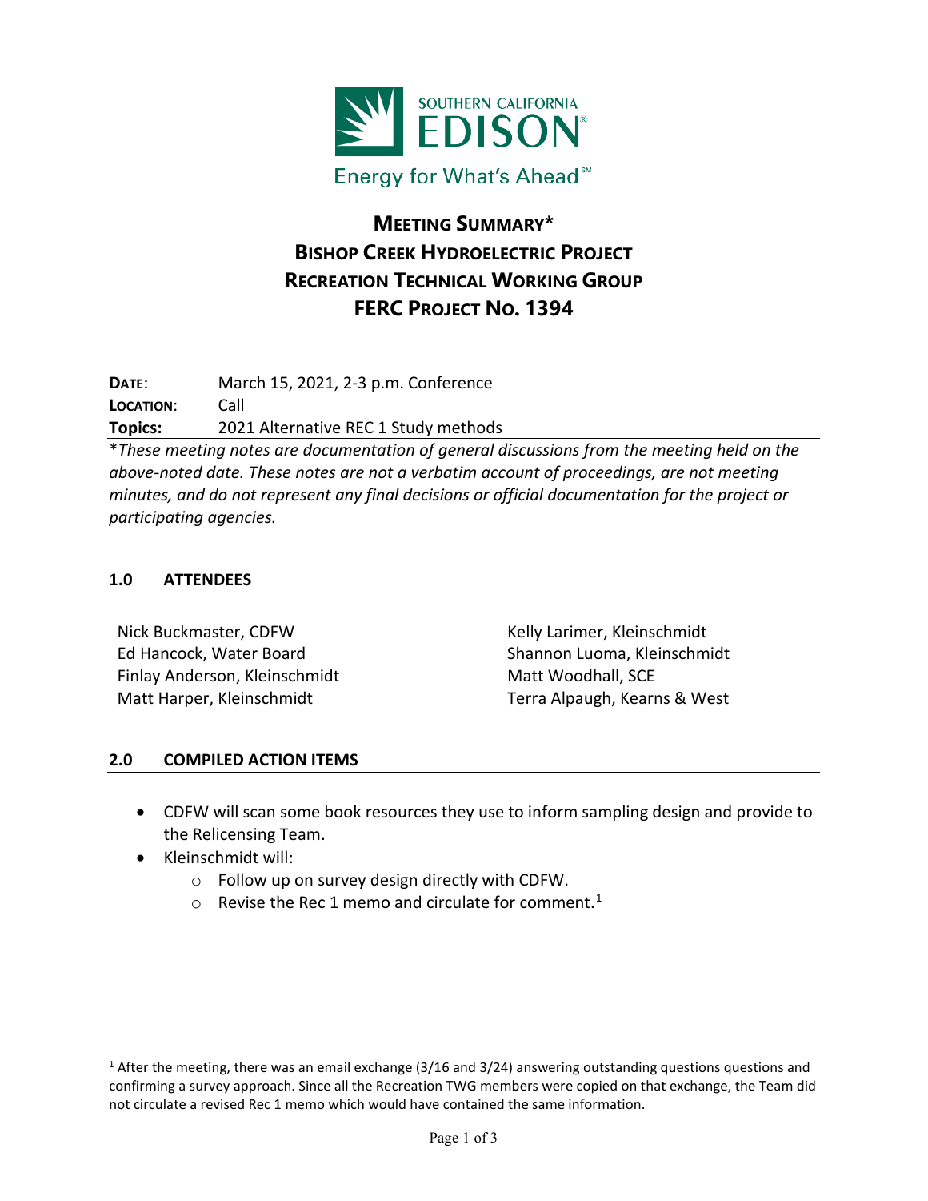SOUTHERN CALIFORNIA EDISON

Energy for What's Ahead

# MEETING SUMMARY*
# BISHOP CREEK HYDROELECTRIC PROJECT
# RECREATION TECHNICAL WORKING GROUP
# FERC PROJECT NO. 1394

**DATE**: March 15, 2021, 2-3 p.m. Conference

**LOCATION**: Call

**Topics:** 2021 Alternative REC 1 Study methods

*\*These meeting notes are documentation of general discussions from the meeting held on the above-noted date. These notes are not a verbatim account of proceedings, are not meeting minutes, and do not represent any final decisions or official documentation for the project or participating agencies.*

## 1.0 ATTENDEES

Nick Buckmaster, CDFW
Ed Hancock, Water Board
Finlay Anderson, Kleinschmidt
Matt Harper, Kleinschmidt
Kelly Larimer, Kleinschmidt
Shannon Luoma, Kleinschmidt
Matt Woodhall, SCE
Terra Alpaugh, Kearns & West

## 2.0 COMPILED ACTION ITEMS

- CDFW will scan some book resources they use to inform sampling design and provide to the Relicensing Team.
- Kleinschmidt will:
  - Follow up on survey design directly with CDFW.
  - Revise the Rec 1 memo and circulate for comment.[1]

[1] After the meeting, there was an email exchange (3/16 and 3/24) answering outstanding questions questions and confirming a survey approach. Since all the Recreation TWG members were copied on that exchange, the Team did not circulate a revised Rec 1 memo which would have contained the same information.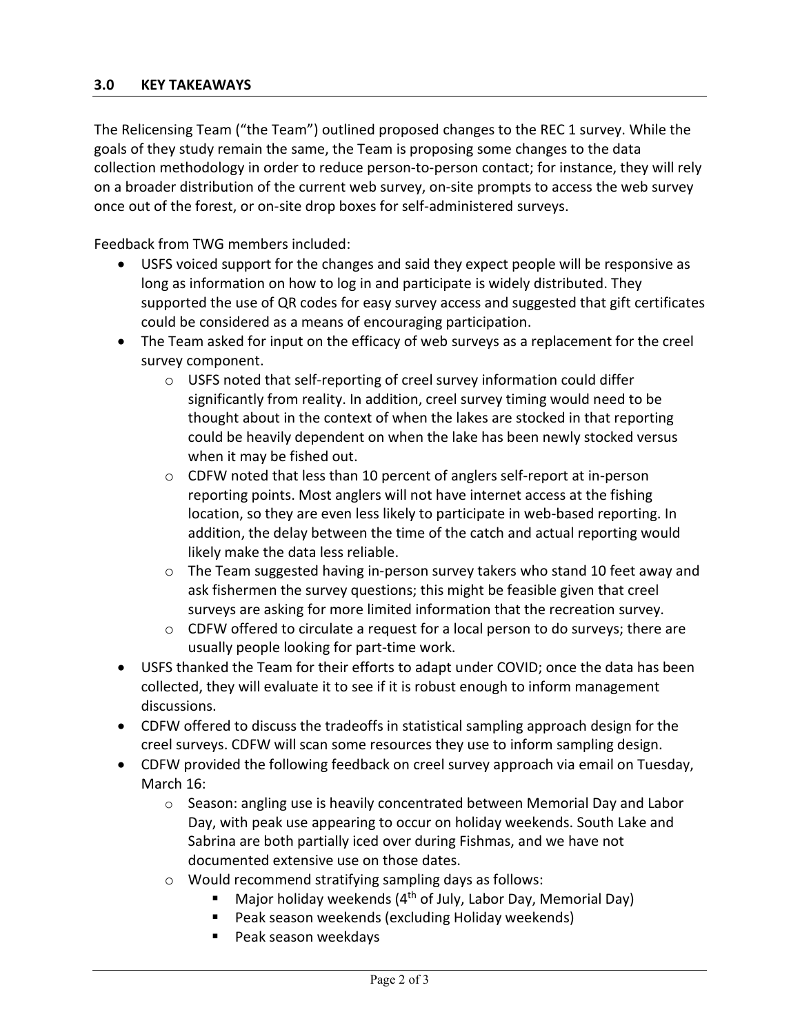## 3.0 KEY TAKEAWAYS

The Relicensing Team ("the Team") outlined proposed changes to the REC 1 survey. While the goals of they study remain the same, the Team is proposing some changes to the data collection methodology in order to reduce person-to-person contact; for instance, they will rely on a broader distribution of the current web survey, on-site prompts to access the web survey once out of the forest, or on-site drop boxes for self-administered surveys.

Feedback from TWG members included:

- USFS voiced support for the changes and said they expect people will be responsive as long as information on how to log in and participate is widely distributed. They supported the use of QR codes for easy survey access and suggested that gift certificates could be considered as a means of encouraging participation.
- The Team asked for input on the efficacy of web surveys as a replacement for the creel survey component.
    - USFS noted that self-reporting of creel survey information could differ significantly from reality. In addition, creel survey timing would need to be thought about in the context of when the lakes are stocked in that reporting could be heavily dependent on when the lake has been newly stocked versus when it may be fished out.
    - CDFW noted that less than 10 percent of anglers self-report at in-person reporting points. Most anglers will not have internet access at the fishing location, so they are even less likely to participate in web-based reporting. In addition, the delay between the time of the catch and actual reporting would likely make the data less reliable.
    - The Team suggested having in-person survey takers who stand 10 feet away and ask fishermen the survey questions; this might be feasible given that creel surveys are asking for more limited information that the recreation survey.
    - CDFW offered to circulate a request for a local person to do surveys; there are usually people looking for part-time work.
- USFS thanked the Team for their efforts to adapt under COVID; once the data has been collected, they will evaluate it to see if it is robust enough to inform management discussions.
- CDFW offered to discuss the tradeoffs in statistical sampling approach design for the creel surveys. CDFW will scan some resources they use to inform sampling design.
- CDFW provided the following feedback on creel survey approach via email on Tuesday, March 16:
    - Season: angling use is heavily concentrated between Memorial Day and Labor Day, with peak use appearing to occur on holiday weekends. South Lake and Sabrina are both partially iced over during Fishmas, and we have not documented extensive use on those dates.
    - Would recommend stratifying sampling days as follows:
        - Major holiday weekends (4th of July, Labor Day, Memorial Day)
        - Peak season weekends (excluding Holiday weekends)
        - Peak season weekdays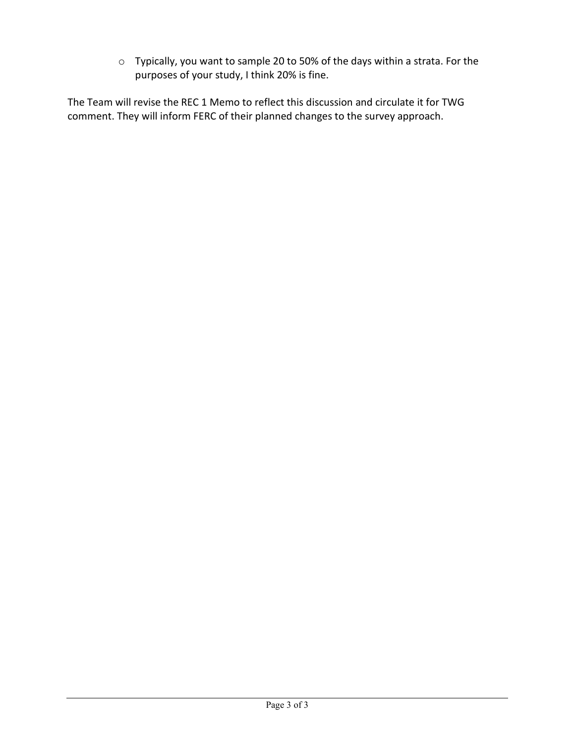- Typically, you want to sample 20 to 50% of the days within a strata. For the purposes of your study, I think 20% is fine.

The Team will revise the REC 1 Memo to reflect this discussion and circulate it for TWG comment. They will inform FERC of their planned changes to the survey approach.